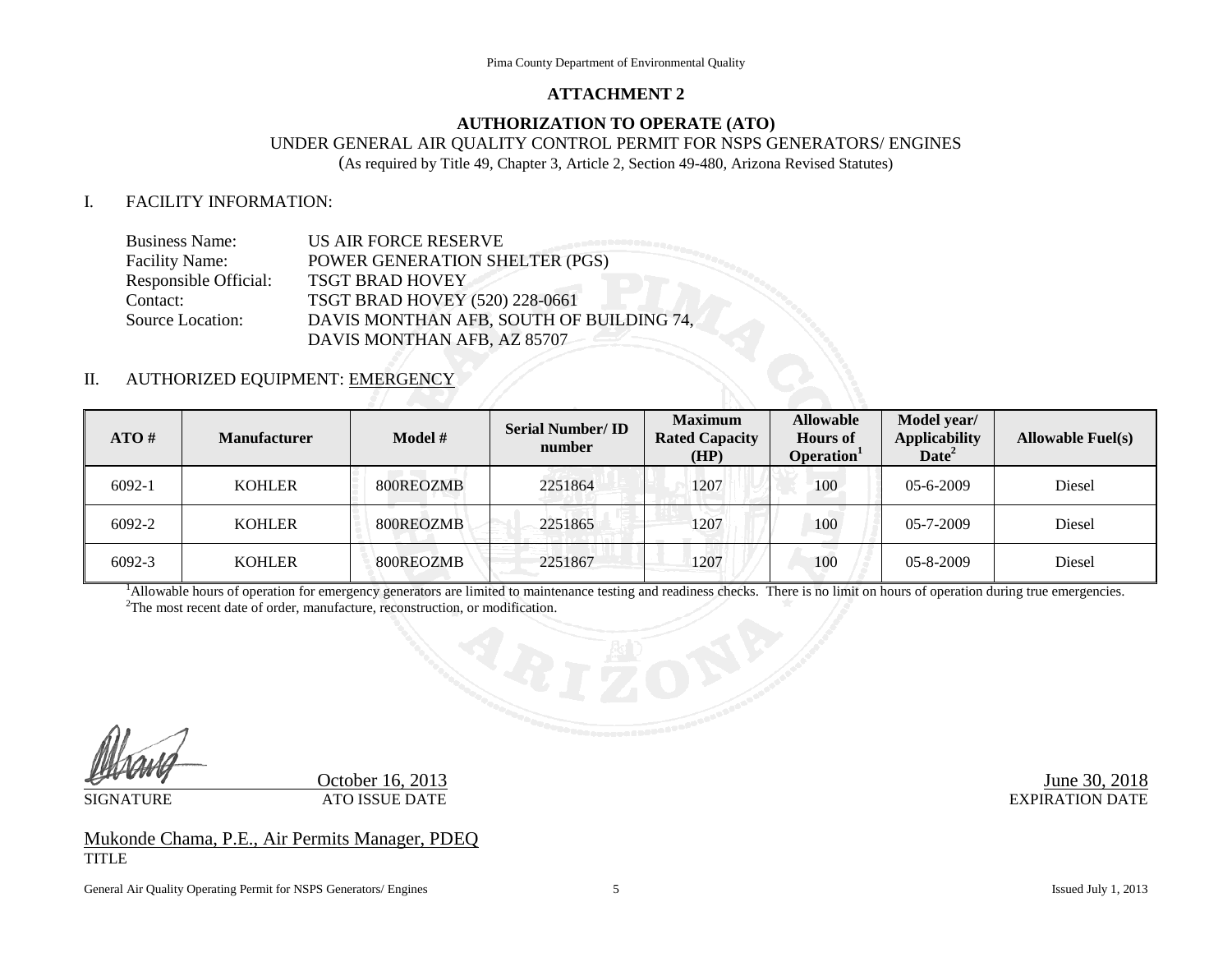Pima County Department of Environmental Quality

## ATTACHMENT 2

### AUTHORIZATION TO OPERATE (ATO)

UNDER GENERAL AIR QUALITY CONTROL PERMIT FOR NSPS GENERATORS/ ENGINES

(As required by Title 49, Chapter 3, Article 2, Section 49-480, Arizona Revised Statutes)

I. FACILITY INFORMATION:

Business Name: US AIR FORCE RESERVE
Facility Name: POWER GENERATION SHELTER (PGS)
Responsible Official: TSGT BRAD HOVEY
Contact: TSGT BRAD HOVEY (520) 228-0661
Source Location: DAVIS MONTHAN AFB, SOUTH OF BUILDING 74, DAVIS MONTHAN AFB, AZ 85707

II. AUTHORIZED EQUIPMENT: EMERGENCY

| ATO # | Manufacturer | Model # | Serial Number/ ID number | Maximum Rated Capacity (HP) | Allowable Hours of Operation[1] | Model year/ Applicability Date[2] | Allowable Fuel(s) |
|---|---|---|---|---|---|---|---|
| 6092-1 | KOHLER | 800REOZMB | 2251864 | 1207 | 100 | 05-6-2009 | Diesel |
| 6092-2 | KOHLER | 800REOZMB | 2251865 | 1207 | 100 | 05-7-2009 | Diesel |
| 6092-3 | KOHLER | 800REOZMB | 2251867 | 1207 | 100 | 05-8-2009 | Diesel |

[1]Allowable hours of operation for emergency generators are limited to maintenance testing and readiness checks. There is no limit on hours of operation during true emergencies.
[2]The most recent date of order, manufacture, reconstruction, or modification.

SIGNATURE | October 16, 2013 ATO ISSUE DATE | June 30, 2018 EXPIRATION DATE

Mukonde Chama, P.E., Air Permits Manager, PDEQ
TITLE

General Air Quality Operating Permit for NSPS Generators/ Engines — Issued July 1, 2013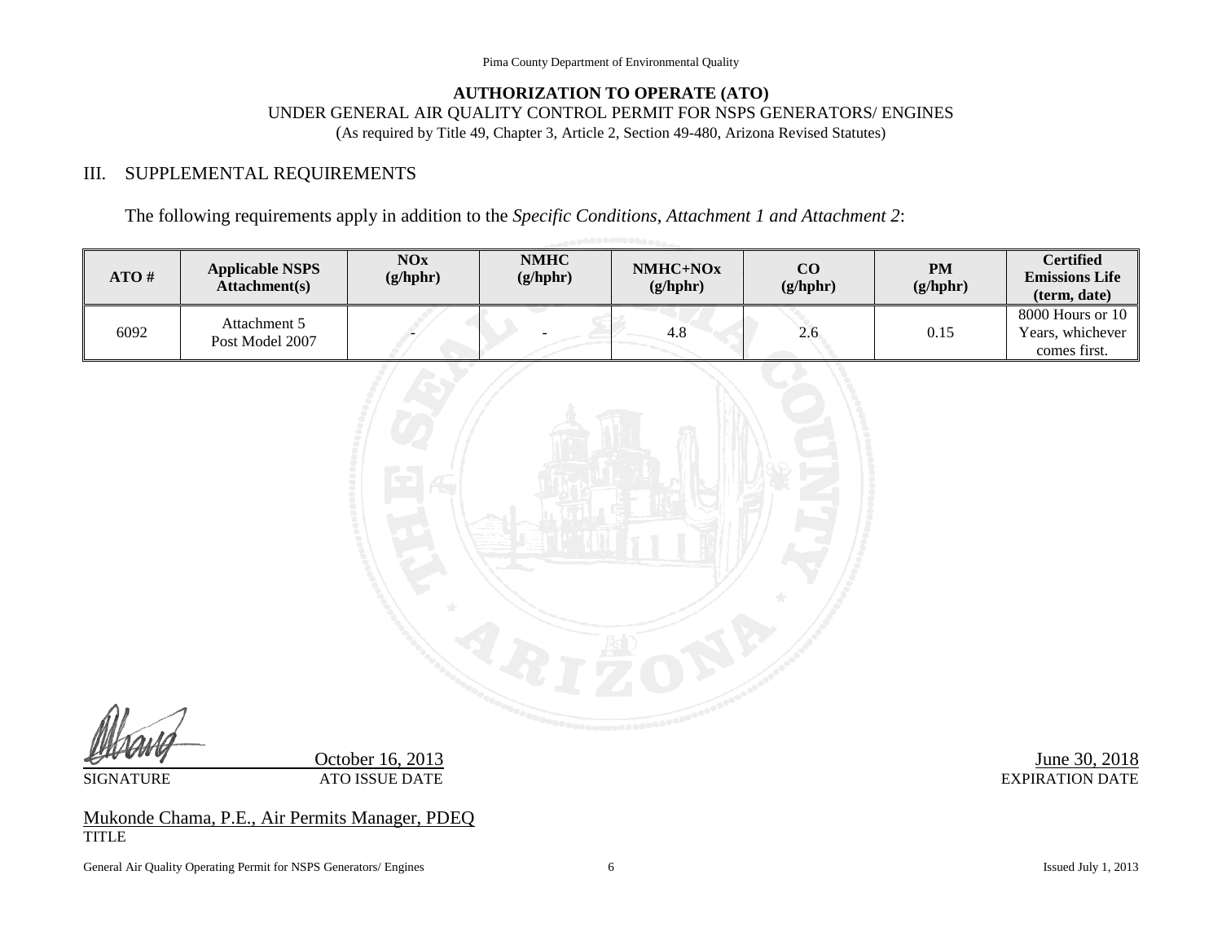Pima County Department of Environmental Quality

**AUTHORIZATION TO OPERATE (ATO)**

UNDER GENERAL AIR QUALITY CONTROL PERMIT FOR NSPS GENERATORS/ ENGINES

(As required by Title 49, Chapter 3, Article 2, Section 49-480, Arizona Revised Statutes)

## III. SUPPLEMENTAL REQUIREMENTS

The following requirements apply in addition to the *Specific Conditions*, *Attachment 1 and Attachment 2*:

| ATO # | Applicable NSPS Attachment(s) | NOx (g/hphr) | NMHC (g/hphr) | NMHC+NOx (g/hphr) | CO (g/hphr) | PM (g/hphr) | Certified Emissions Life (term, date) |
|---|---|---|---|---|---|---|---|
| 6092 | Attachment 5 Post Model 2007 | - | - | 4.8 | 2.6 | 0.15 | 8000 Hours or 10 Years, whichever comes first. |

SIGNATURE

October 16, 2013
ATO ISSUE DATE

June 30, 2018
EXPIRATION DATE

Mukonde Chama, P.E., Air Permits Manager, PDEQ
TITLE